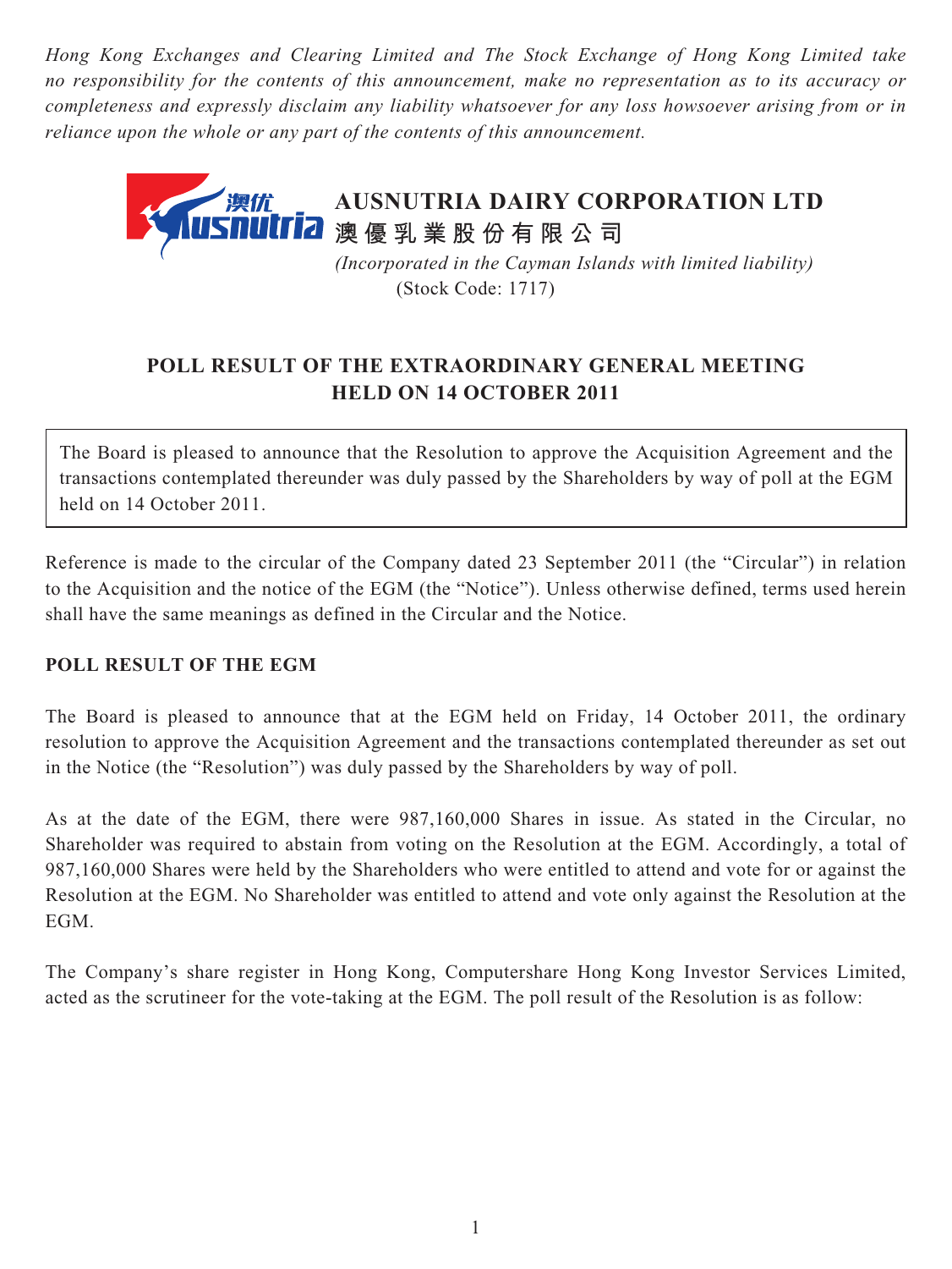*Hong Kong Exchanges and Clearing Limited and The Stock Exchange of Hong Kong Limited take no responsibility for the contents of this announcement, make no representation as to its accuracy or completeness and expressly disclaim any liability whatsoever for any loss howsoever arising from or in reliance upon the whole or any part of the contents of this announcement.*

# AUSNUTRIA DAIRY CORPORATION LTD
# 澳優乳業股份有限公司

*(Incorporated in the Cayman Islands with limited liability)*
(Stock Code: 1717)

## POLL RESULT OF THE EXTRAORDINARY GENERAL MEETING HELD ON 14 OCTOBER 2011

The Board is pleased to announce that the Resolution to approve the Acquisition Agreement and the transactions contemplated thereunder was duly passed by the Shareholders by way of poll at the EGM held on 14 October 2011.

Reference is made to the circular of the Company dated 23 September 2011 (the "Circular") in relation to the Acquisition and the notice of the EGM (the "Notice"). Unless otherwise defined, terms used herein shall have the same meanings as defined in the Circular and the Notice.

## POLL RESULT OF THE EGM

The Board is pleased to announce that at the EGM held on Friday, 14 October 2011, the ordinary resolution to approve the Acquisition Agreement and the transactions contemplated thereunder as set out in the Notice (the "Resolution") was duly passed by the Shareholders by way of poll.

As at the date of the EGM, there were 987,160,000 Shares in issue. As stated in the Circular, no Shareholder was required to abstain from voting on the Resolution at the EGM. Accordingly, a total of 987,160,000 Shares were held by the Shareholders who were entitled to attend and vote for or against the Resolution at the EGM. No Shareholder was entitled to attend and vote only against the Resolution at the EGM.

The Company's share register in Hong Kong, Computershare Hong Kong Investor Services Limited, acted as the scrutineer for the vote-taking at the EGM. The poll result of the Resolution is as follow: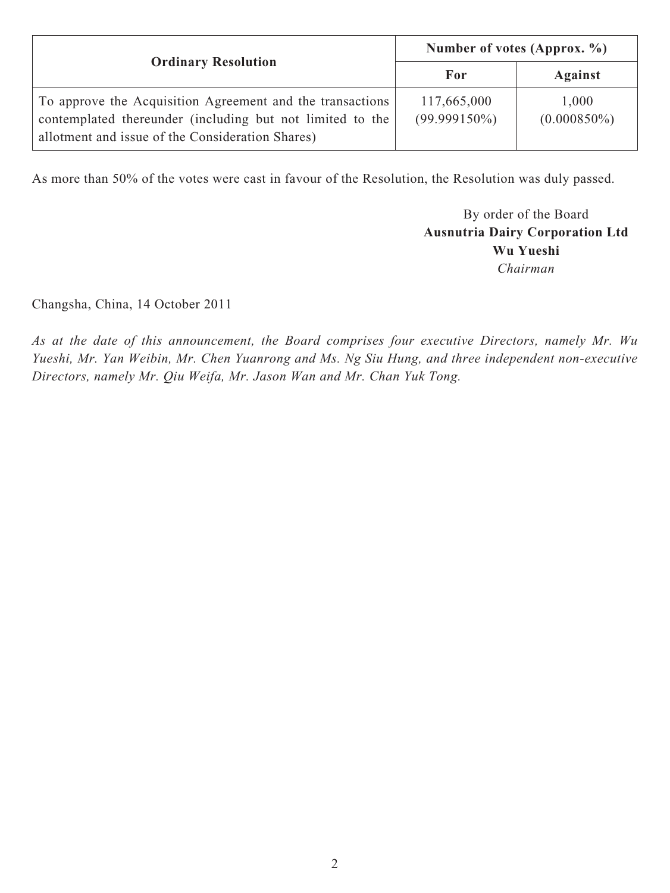| Ordinary Resolution | Number of votes (Approx. %) | |
|---|---|---|
| | **For** | **Against** |
| To approve the Acquisition Agreement and the transactions contemplated thereunder (including but not limited to the allotment and issue of the Consideration Shares) | 117,665,000 (99.999150%) | 1,000 (0.000850%) |

As more than 50% of the votes were cast in favour of the Resolution, the Resolution was duly passed.

By order of the Board
**Ausnutria Dairy Corporation Ltd**
**Wu Yueshi**
*Chairman*

Changsha, China, 14 October 2011

*As at the date of this announcement, the Board comprises four executive Directors, namely Mr. Wu Yueshi, Mr. Yan Weibin, Mr. Chen Yuanrong and Ms. Ng Siu Hung, and three independent non-executive Directors, namely Mr. Qiu Weifa, Mr. Jason Wan and Mr. Chan Yuk Tong.*